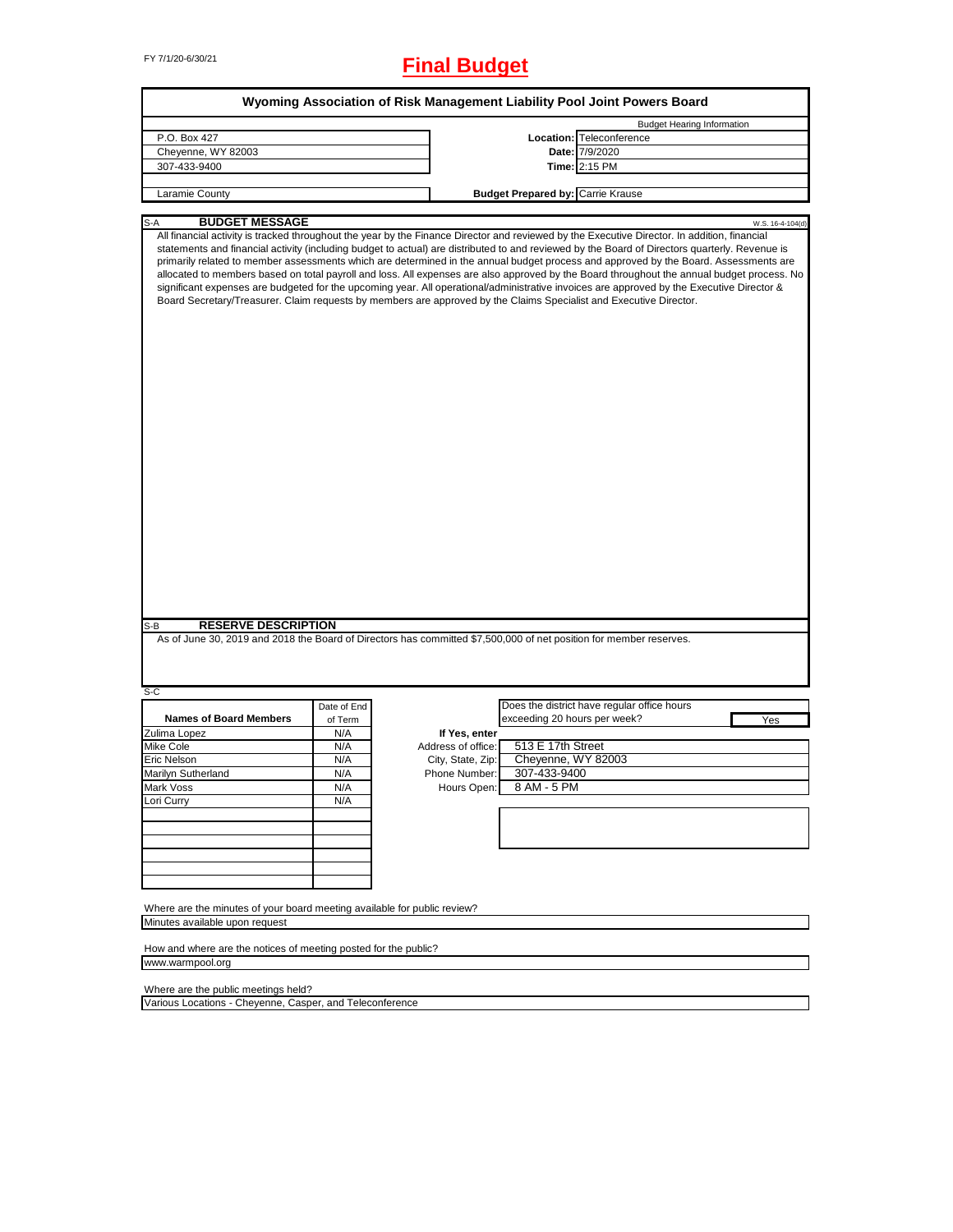FY 7/1/20-6/30/21

# Final Budget

## Wyoming Association of Risk Management Liability Pool Joint Powers Board

| | | Budget Hearing Information |
|---|---|---|
| P.O. Box 427 | **Location:** | Teleconference |
| Cheyenne, WY 82003 | **Date:** | 7/9/2020 |
| 307-433-9400 | **Time:** | 2:15 PM |
| Laramie County | **Budget Prepared by:** | Carrie Krause |

### S-A BUDGET MESSAGE

W.S. 16-4-104(d)

All financial activity is tracked throughout the year by the Finance Director and reviewed by the Executive Director. In addition, financial statements and financial activity (including budget to actual) are distributed to and reviewed by the Board of Directors quarterly. Revenue is primarily related to member assessments which are determined in the annual budget process and approved by the Board. Assessments are allocated to members based on total payroll and loss. All expenses are also approved by the Board throughout the annual budget process. No significant expenses are budgeted for the upcoming year. All operational/administrative invoices are approved by the Executive Director & Board Secretary/Treasurer. Claim requests by members are approved by the Claims Specialist and Executive Director.

### S-B RESERVE DESCRIPTION

As of June 30, 2019 and 2018 the Board of Directors has committed $7,500,000 of net position for member reserves.

### S-C

| Names of Board Members | Date of End of Term |
|---|---|
| Zulima Lopez | N/A |
| Mike Cole | N/A |
| Eric Nelson | N/A |
| Marilyn Sutherland | N/A |
| Mark Voss | N/A |
| Lori Curry | N/A |

Does the district have regular office hours exceeding 20 hours per week? Yes

| If Yes, enter | |
|---|---|
| Address of office: | 513 E 17th Street |
| City, State, Zip: | Cheyenne, WY 82003 |
| Phone Number: | 307-433-9400 |
| Hours Open: | 8 AM - 5 PM |

Where are the minutes of your board meeting available for public review?
Minutes available upon request

How and where are the notices of meeting posted for the public?
www.warmpool.org

Where are the public meetings held?
Various Locations - Cheyenne, Casper, and Teleconference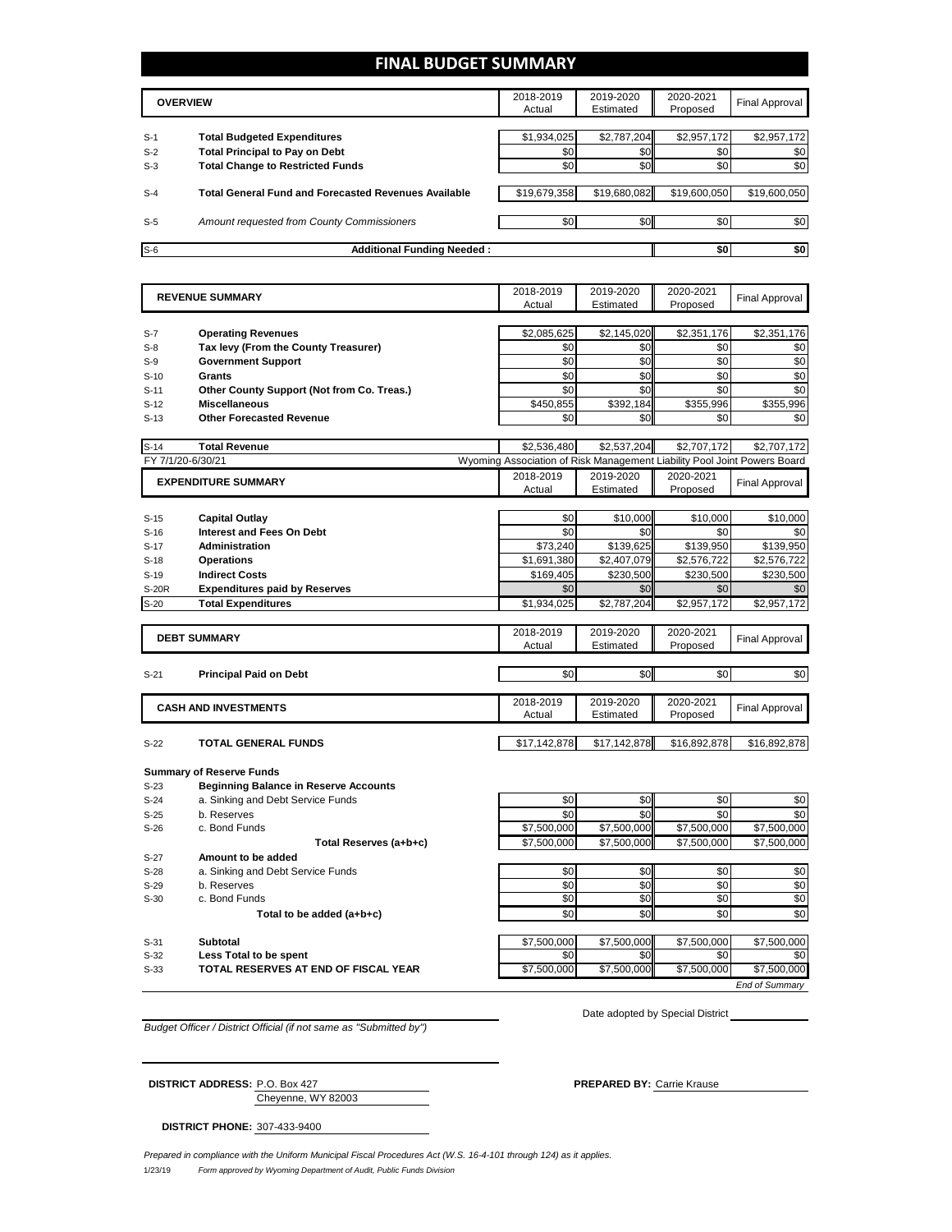# FINAL BUDGET SUMMARY

| | OVERVIEW | 2018-2019 Actual | 2019-2020 Estimated | 2020-2021 Proposed | Final Approval |
|---|---|---|---|---|---|
| S-1 | **Total Budgeted Expenditures** | $1,934,025 | $2,787,204 | $2,957,172 | $2,957,172 |
| S-2 | **Total Principal to Pay on Debt** | $0 | $0 | $0 | $0 |
| S-3 | **Total Change to Restricted Funds** | $0 | $0 | $0 | $0 |
| S-4 | **Total General Fund and Forecasted Revenues Available** | $19,679,358 | $19,680,082 | $19,600,050 | $19,600,050 |
| S-5 | *Amount requested from County Commissioners* | $0 | $0 | $0 | $0 |
| S-6 | **Additional Funding Needed :** | | | $0 | $0 |

| | REVENUE SUMMARY | 2018-2019 Actual | 2019-2020 Estimated | 2020-2021 Proposed | Final Approval |
|---|---|---|---|---|---|
| S-7 | **Operating Revenues** | $2,085,625 | $2,145,020 | $2,351,176 | $2,351,176 |
| S-8 | **Tax levy (From the County Treasurer)** | $0 | $0 | $0 | $0 |
| S-9 | **Government Support** | $0 | $0 | $0 | $0 |
| S-10 | **Grants** | $0 | $0 | $0 | $0 |
| S-11 | **Other County Support (Not from Co. Treas.)** | $0 | $0 | $0 | $0 |
| S-12 | **Miscellaneous** | $450,855 | $392,184 | $355,996 | $355,996 |
| S-13 | **Other Forecasted Revenue** | $0 | $0 | $0 | $0 |
| S-14 | **Total Revenue** | $2,536,480 | $2,537,204 | $2,707,172 | $2,707,172 |

FY 7/1/20-6/30/21 — Wyoming Association of Risk Management Liability Pool Joint Powers Board

| | EXPENDITURE SUMMARY | 2018-2019 Actual | 2019-2020 Estimated | 2020-2021 Proposed | Final Approval |
|---|---|---|---|---|---|
| S-15 | **Capital Outlay** | $0 | $10,000 | $10,000 | $10,000 |
| S-16 | **Interest and Fees On Debt** | $0 | $0 | $0 | $0 |
| S-17 | **Administration** | $73,240 | $139,625 | $139,950 | $139,950 |
| S-18 | **Operations** | $1,691,380 | $2,407,079 | $2,576,722 | $2,576,722 |
| S-19 | **Indirect Costs** | $169,405 | $230,500 | $230,500 | $230,500 |
| S-20R | **Expenditures paid by Reserves** | $0 | $0 | $0 | $0 |
| S-20 | **Total Expenditures** | $1,934,025 | $2,787,204 | $2,957,172 | $2,957,172 |

| | DEBT SUMMARY | 2018-2019 Actual | 2019-2020 Estimated | 2020-2021 Proposed | Final Approval |
|---|---|---|---|---|---|
| S-21 | **Principal Paid on Debt** | $0 | $0 | $0 | $0 |

| | CASH AND INVESTMENTS | 2018-2019 Actual | 2019-2020 Estimated | 2020-2021 Proposed | Final Approval |
|---|---|---|---|---|---|
| S-22 | **TOTAL GENERAL FUNDS** | $17,142,878 | $17,142,878 | $16,892,878 | $16,892,878 |
| | **Summary of Reserve Funds** | | | | |
| S-23 | **Beginning Balance in Reserve Accounts** | | | | |
| S-24 | a. Sinking and Debt Service Funds | $0 | $0 | $0 | $0 |
| S-25 | b. Reserves | $0 | $0 | $0 | $0 |
| S-26 | c. Bond Funds | $7,500,000 | $7,500,000 | $7,500,000 | $7,500,000 |
| | **Total Reserves (a+b+c)** | $7,500,000 | $7,500,000 | $7,500,000 | $7,500,000 |
| S-27 | **Amount to be added** | | | | |
| S-28 | a. Sinking and Debt Service Funds | $0 | $0 | $0 | $0 |
| S-29 | b. Reserves | $0 | $0 | $0 | $0 |
| S-30 | c. Bond Funds | $0 | $0 | $0 | $0 |
| | **Total to be added (a+b+c)** | $0 | $0 | $0 | $0 |
| S-31 | **Subtotal** | $7,500,000 | $7,500,000 | $7,500,000 | $7,500,000 |
| S-32 | **Less Total to be spent** | $0 | $0 | $0 | $0 |
| S-33 | **TOTAL RESERVES AT END OF FISCAL YEAR** | $7,500,000 | $7,500,000 | $7,500,000 | $7,500,000 |

*End of Summary*

*Budget Officer / District Official (if not same as "Submitted by")*

Date adopted by Special District

**DISTRICT ADDRESS:** P.O. Box 427
Cheyenne, WY 82003

**PREPARED BY:** Carrie Krause

**DISTRICT PHONE:** 307-433-9400

*Prepared in compliance with the Uniform Municipal Fiscal Procedures Act (W.S. 16-4-101 through 124) as it applies.*

1/23/19 *Form approved by Wyoming Department of Audit, Public Funds Division*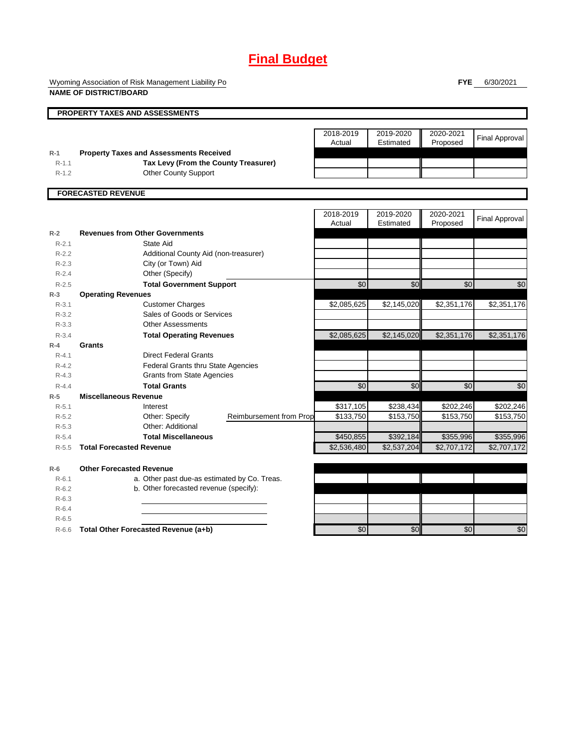# Final Budget

Wyoming Association of Risk Management Liability Po
**NAME OF DISTRICT/BOARD**

**FYE** 6/30/2021

## PROPERTY TAXES AND ASSESSMENTS

| | | 2018-2019 Actual | 2019-2020 Estimated | 2020-2021 Proposed | Final Approval |
|---|---|---|---|---|---|
| R-1 | **Property Taxes and Assessments Received** | | | | |
| R-1.1 | **Tax Levy (From the County Treasurer)** | | | | |
| R-1.2 | Other County Support | | | | |

## FORECASTED REVENUE

| | | 2018-2019 Actual | 2019-2020 Estimated | 2020-2021 Proposed | Final Approval |
|---|---|---|---|---|---|
| R-2 | **Revenues from Other Governments** | | | | |
| R-2.1 | State Aid | | | | |
| R-2.2 | Additional County Aid (non-treasurer) | | | | |
| R-2.3 | City (or Town) Aid | | | | |
| R-2.4 | Other (Specify) | | | | |
| R-2.5 | **Total Government Support** | $0 | $0 | $0 | $0 |
| R-3 | **Operating Revenues** | | | | |
| R-3.1 | Customer Charges | $2,085,625 | $2,145,020 | $2,351,176 | $2,351,176 |
| R-3.2 | Sales of Goods or Services | | | | |
| R-3.3 | Other Assessments | | | | |
| R-3.4 | **Total Operating Revenues** | $2,085,625 | $2,145,020 | $2,351,176 | $2,351,176 |
| R-4 | **Grants** | | | | |
| R-4.1 | Direct Federal Grants | | | | |
| R-4.2 | Federal Grants thru State Agencies | | | | |
| R-4.3 | Grants from State Agencies | | | | |
| R-4.4 | **Total Grants** | $0 | $0 | $0 | $0 |
| R-5 | **Miscellaneous Revenue** | | | | |
| R-5.1 | Interest | $317,105 | $238,434 | $202,246 | $202,246 |
| R-5.2 | Other: Specify — Reimbursement from Prop | $133,750 | $153,750 | $153,750 | $153,750 |
| R-5.3 | Other: Additional | | | | |
| R-5.4 | **Total Miscellaneous** | $450,855 | $392,184 | $355,996 | $355,996 |
| R-5.5 | **Total Forecasted Revenue** | $2,536,480 | $2,537,204 | $2,707,172 | $2,707,172 |
| | | | | | |
| R-6 | **Other Forecasted Revenue** | | | | |
| R-6.1 | a. Other past due-as estimated by Co. Treas. | | | | |
| R-6.2 | b. Other forecasted revenue (specify): | | | | |
| R-6.3 | | | | | |
| R-6.4 | | | | | |
| R-6.5 | | | | | |
| R-6.6 | **Total Other Forecasted Revenue (a+b)** | $0 | $0 | $0 | $0 |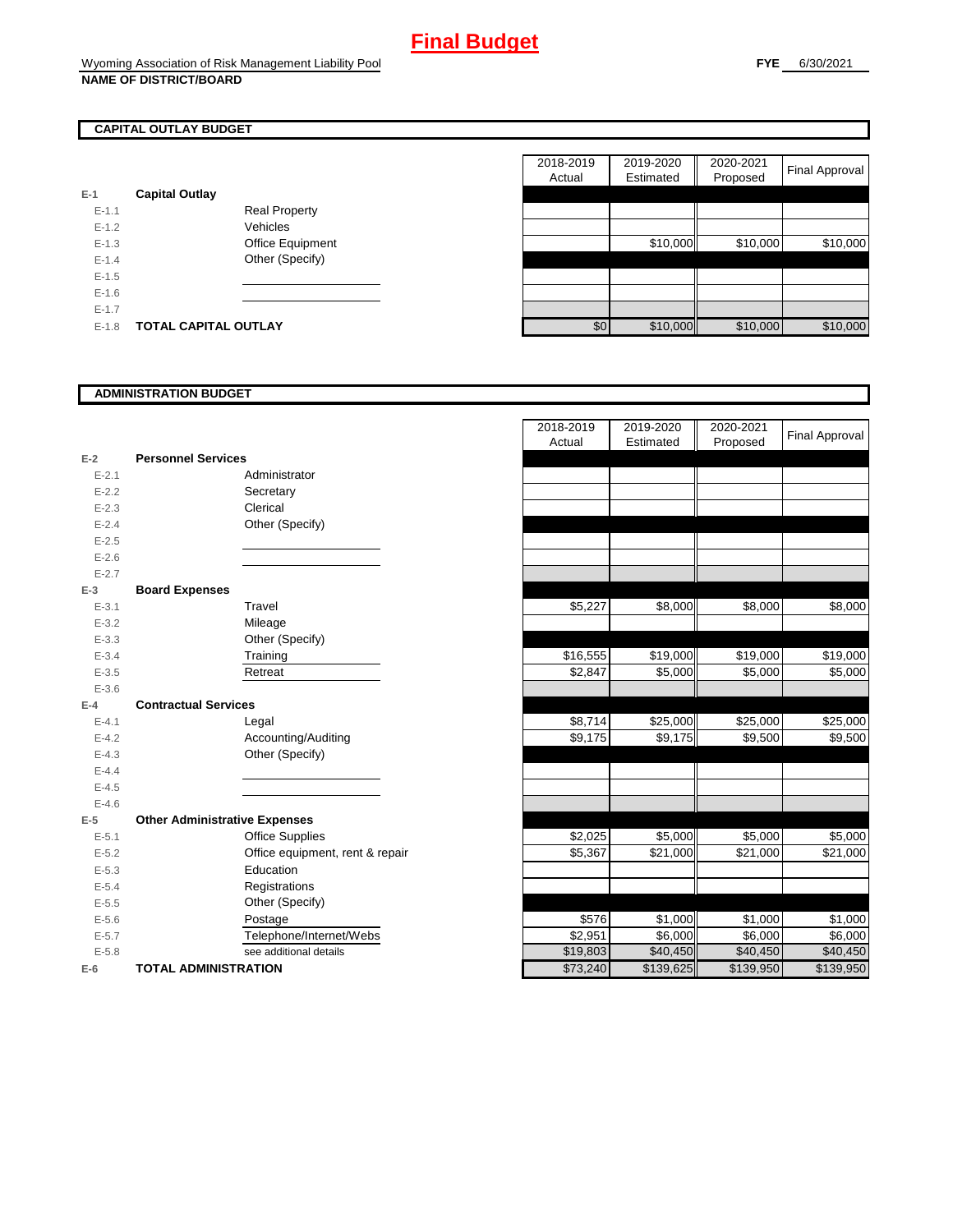# Final Budget

Wyoming Association of Risk Management Liability Pool
**NAME OF DISTRICT/BOARD**

**FYE** 6/30/2021

## CAPITAL OUTLAY BUDGET

| | | | 2018-2019 Actual | 2019-2020 Estimated | 2020-2021 Proposed | Final Approval |
|---|---|---|---|---|---|---|
| **E-1** | **Capital Outlay** | | | | | |
| E-1.1 | | Real Property | | | | |
| E-1.2 | | Vehicles | | | | |
| E-1.3 | | Office Equipment | | $10,000 | $10,000 | $10,000 |
| E-1.4 | | Other (Specify) | | | | |
| E-1.5 | | | | | | |
| E-1.6 | | | | | | |
| E-1.7 | | | | | | |
| E-1.8 | **TOTAL CAPITAL OUTLAY** | | $0 | $10,000 | $10,000 | $10,000 |

## ADMINISTRATION BUDGET

| | | | 2018-2019 Actual | 2019-2020 Estimated | 2020-2021 Proposed | Final Approval |
|---|---|---|---|---|---|---|
| **E-2** | **Personnel Services** | | | | | |
| E-2.1 | | Administrator | | | | |
| E-2.2 | | Secretary | | | | |
| E-2.3 | | Clerical | | | | |
| E-2.4 | | Other (Specify) | | | | |
| E-2.5 | | | | | | |
| E-2.6 | | | | | | |
| E-2.7 | | | | | | |
| **E-3** | **Board Expenses** | | | | | |
| E-3.1 | | Travel | $5,227 | $8,000 | $8,000 | $8,000 |
| E-3.2 | | Mileage | | | | |
| E-3.3 | | Other (Specify) | | | | |
| E-3.4 | | Training | $16,555 | $19,000 | $19,000 | $19,000 |
| E-3.5 | | Retreat | $2,847 | $5,000 | $5,000 | $5,000 |
| E-3.6 | | | | | | |
| **E-4** | **Contractual Services** | | | | | |
| E-4.1 | | Legal | $8,714 | $25,000 | $25,000 | $25,000 |
| E-4.2 | | Accounting/Auditing | $9,175 | $9,175 | $9,500 | $9,500 |
| E-4.3 | | Other (Specify) | | | | |
| E-4.4 | | | | | | |
| E-4.5 | | | | | | |
| E-4.6 | | | | | | |
| **E-5** | **Other Administrative Expenses** | | | | | |
| E-5.1 | | Office Supplies | $2,025 | $5,000 | $5,000 | $5,000 |
| E-5.2 | | Office equipment, rent & repair | $5,367 | $21,000 | $21,000 | $21,000 |
| E-5.3 | | Education | | | | |
| E-5.4 | | Registrations | | | | |
| E-5.5 | | Other (Specify) | | | | |
| E-5.6 | | Postage | $576 | $1,000 | $1,000 | $1,000 |
| E-5.7 | | Telephone/Internet/Webs | $2,951 | $6,000 | $6,000 | $6,000 |
| E-5.8 | | see additional details | $19,803 | $40,450 | $40,450 | $40,450 |
| **E-6** | **TOTAL ADMINISTRATION** | | $73,240 | $139,625 | $139,950 | $139,950 |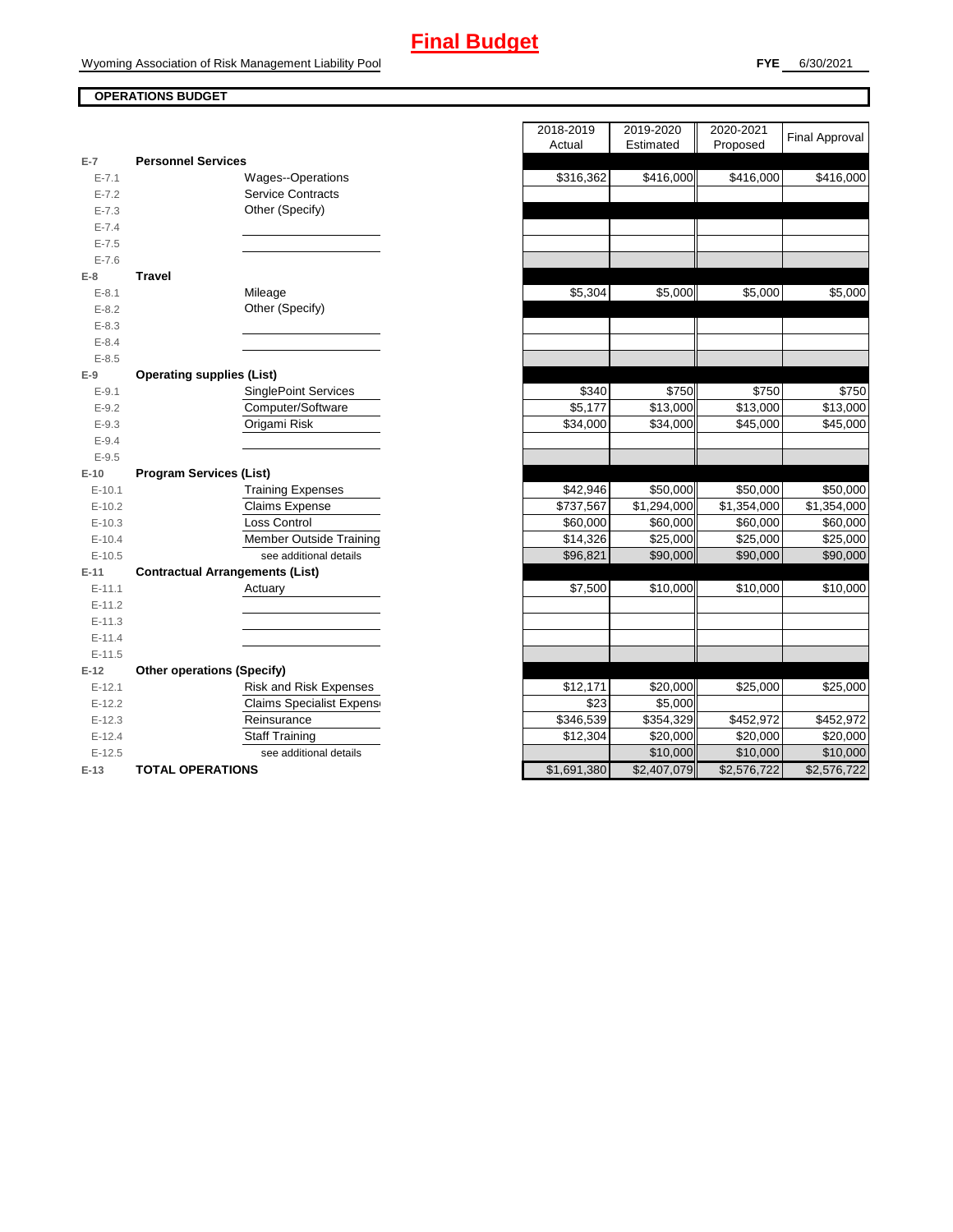# Final Budget

Wyoming Association of Risk Management Liability Pool

**FYE** 6/30/2021

**OPERATIONS BUDGET**

| | | 2018-2019 Actual | 2019-2020 Estimated | 2020-2021 Proposed | Final Approval |
|---|---|---|---|---|---|
| **E-7** | **Personnel Services** | | | | |
| E-7.1 | Wages--Operations | $316,362 | $416,000 | $416,000 | $416,000 |
| E-7.2 | Service Contracts | | | | |
| E-7.3 | Other (Specify) | | | | |
| E-7.4 | | | | | |
| E-7.5 | | | | | |
| E-7.6 | | | | | |
| **E-8** | **Travel** | | | | |
| E-8.1 | Mileage | $5,304 | $5,000 | $5,000 | $5,000 |
| E-8.2 | Other (Specify) | | | | |
| E-8.3 | | | | | |
| E-8.4 | | | | | |
| E-8.5 | | | | | |
| **E-9** | **Operating supplies (List)** | | | | |
| E-9.1 | SinglePoint Services | $340 | $750 | $750 | $750 |
| E-9.2 | Computer/Software | $5,177 | $13,000 | $13,000 | $13,000 |
| E-9.3 | Origami Risk | $34,000 | $34,000 | $45,000 | $45,000 |
| E-9.4 | | | | | |
| E-9.5 | | | | | |
| **E-10** | **Program Services (List)** | | | | |
| E-10.1 | Training Expenses | $42,946 | $50,000 | $50,000 | $50,000 |
| E-10.2 | Claims Expense | $737,567 | $1,294,000 | $1,354,000 | $1,354,000 |
| E-10.3 | Loss Control | $60,000 | $60,000 | $60,000 | $60,000 |
| E-10.4 | Member Outside Training | $14,326 | $25,000 | $25,000 | $25,000 |
| E-10.5 | see additional details | $96,821 | $90,000 | $90,000 | $90,000 |
| **E-11** | **Contractual Arrangements (List)** | | | | |
| E-11.1 | Actuary | $7,500 | $10,000 | $10,000 | $10,000 |
| E-11.2 | | | | | |
| E-11.3 | | | | | |
| E-11.4 | | | | | |
| E-11.5 | | | | | |
| **E-12** | **Other operations (Specify)** | | | | |
| E-12.1 | Risk and Risk Expenses | $12,171 | $20,000 | $25,000 | $25,000 |
| E-12.2 | Claims Specialist Expens | $23 | $5,000 | | |
| E-12.3 | Reinsurance | $346,539 | $354,329 | $452,972 | $452,972 |
| E-12.4 | Staff Training | $12,304 | $20,000 | $20,000 | $20,000 |
| E-12.5 | see additional details | | $10,000 | $10,000 | $10,000 |
| **E-13** | **TOTAL OPERATIONS** | $1,691,380 | $2,407,079 | $2,576,722 | $2,576,722 |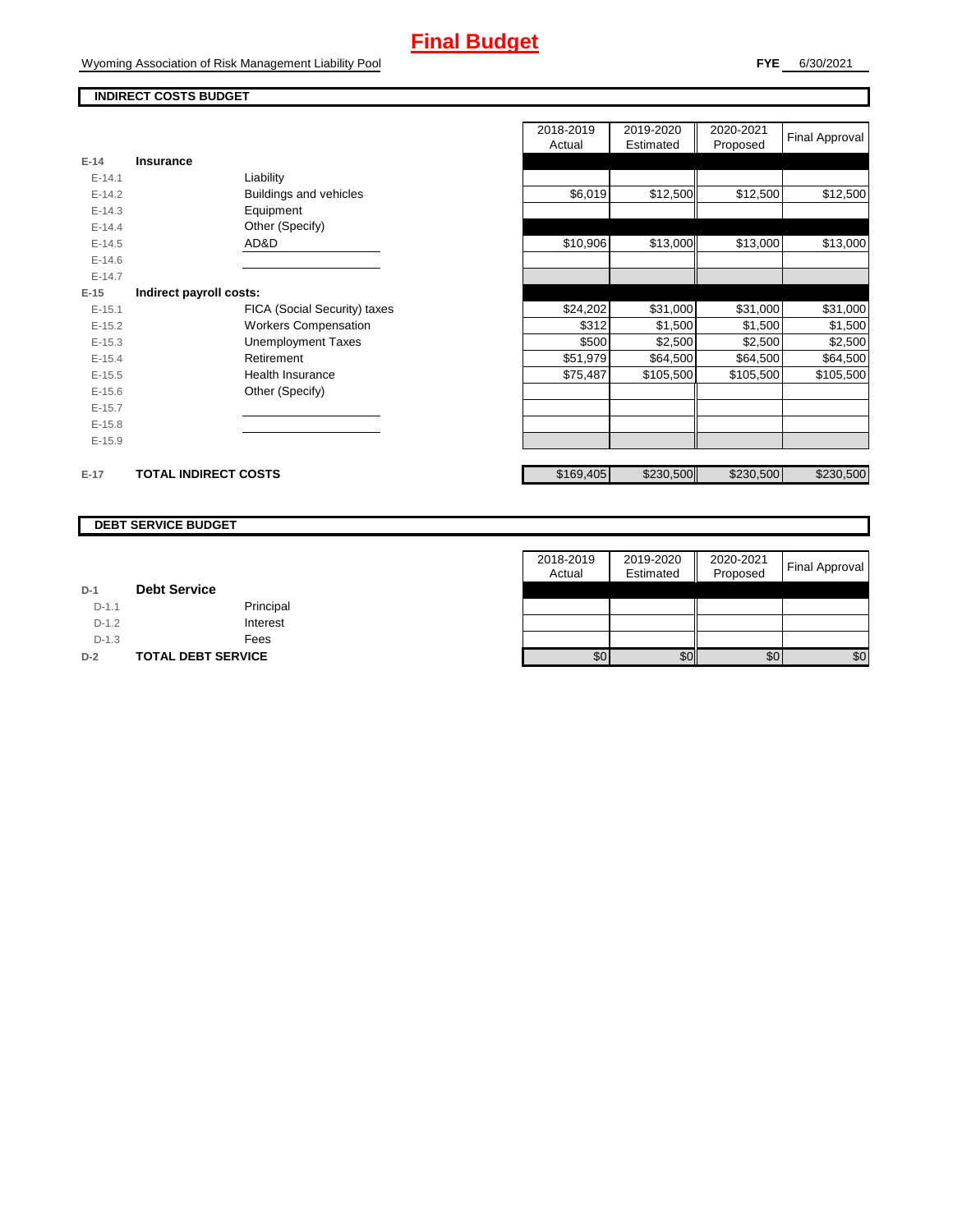# Final Budget

Wyoming Association of Risk Management Liability Pool

**FYE** 6/30/2021

**INDIRECT COSTS BUDGET**

| | | | 2018-2019 Actual | 2019-2020 Estimated | 2020-2021 Proposed | Final Approval |
|---|---|---|---|---|---|---|
| E-14 | **Insurance** | | | | | |
| E-14.1 | | Liability | | | | |
| E-14.2 | | Buildings and vehicles | $6,019 | $12,500 | $12,500 | $12,500 |
| E-14.3 | | Equipment | | | | |
| E-14.4 | | Other (Specify) | | | | |
| E-14.5 | | AD&D | $10,906 | $13,000 | $13,000 | $13,000 |
| E-14.6 | | | | | | |
| E-14.7 | | | | | | |
| E-15 | **Indirect payroll costs:** | | | | | |
| E-15.1 | | FICA (Social Security) taxes | $24,202 | $31,000 | $31,000 | $31,000 |
| E-15.2 | | Workers Compensation | $312 | $1,500 | $1,500 | $1,500 |
| E-15.3 | | Unemployment Taxes | $500 | $2,500 | $2,500 | $2,500 |
| E-15.4 | | Retirement | $51,979 | $64,500 | $64,500 | $64,500 |
| E-15.5 | | Health Insurance | $75,487 | $105,500 | $105,500 | $105,500 |
| E-15.6 | | Other (Specify) | | | | |
| E-15.7 | | | | | | |
| E-15.8 | | | | | | |
| E-15.9 | | | | | | |
| E-17 | **TOTAL INDIRECT COSTS** | | $169,405 | $230,500 | $230,500 | $230,500 |

**DEBT SERVICE BUDGET**

| | | | 2018-2019 Actual | 2019-2020 Estimated | 2020-2021 Proposed | Final Approval |
|---|---|---|---|---|---|---|
| D-1 | **Debt Service** | | | | | |
| D-1.1 | | Principal | | | | |
| D-1.2 | | Interest | | | | |
| D-1.3 | | Fees | | | | |
| D-2 | **TOTAL DEBT SERVICE** | | $0 | $0 | $0 | $0 |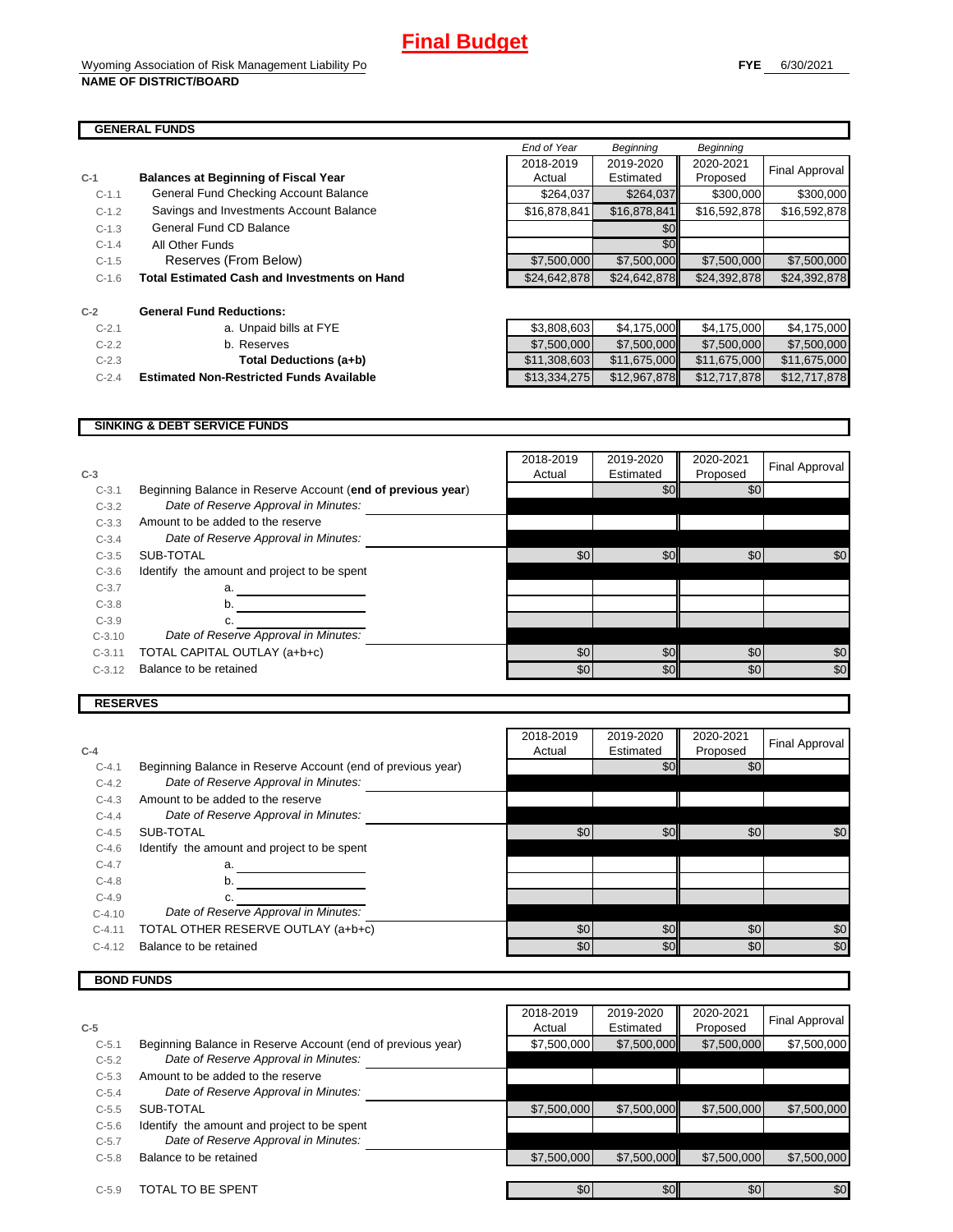# Final Budget

Wyoming Association of Risk Management Liability Po

**NAME OF DISTRICT/BOARD**

**FYE** 6/30/2021

## GENERAL FUNDS

| | | End of Year 2018-2019 Actual | Beginning 2019-2020 Estimated | Beginning 2020-2021 Proposed | Final Approval |
|---|---|---|---|---|---|
| **C-1** | **Balances at Beginning of Fiscal Year** | | | | |
| C-1.1 | General Fund Checking Account Balance | $264,037 | $264,037 | $300,000 | $300,000 |
| C-1.2 | Savings and Investments Account Balance | $16,878,841 | $16,878,841 | $16,592,878 | $16,592,878 |
| C-1.3 | General Fund CD Balance | | $0 | | |
| C-1.4 | All Other Funds | | $0 | | |
| C-1.5 | Reserves (From Below) | $7,500,000 | $7,500,000 | $7,500,000 | $7,500,000 |
| C-1.6 | **Total Estimated Cash and Investments on Hand** | $24,642,878 | $24,642,878 | $24,392,878 | $24,392,878 |
| **C-2** | **General Fund Reductions:** | | | | |
| C-2.1 | a. Unpaid bills at FYE | $3,808,603 | $4,175,000 | $4,175,000 | $4,175,000 |
| C-2.2 | b. Reserves | $7,500,000 | $7,500,000 | $7,500,000 | $7,500,000 |
| C-2.3 | **Total Deductions (a+b)** | $11,308,603 | $11,675,000 | $11,675,000 | $11,675,000 |
| C-2.4 | **Estimated Non-Restricted Funds Available** | $13,334,275 | $12,967,878 | $12,717,878 | $12,717,878 |

## SINKING & DEBT SERVICE FUNDS

| **C-3** | | 2018-2019 Actual | 2019-2020 Estimated | 2020-2021 Proposed | Final Approval |
|---|---|---|---|---|---|
| C-3.1 | Beginning Balance in Reserve Account (**end of previous year**) | | $0 | $0 | |
| C-3.2 | *Date of Reserve Approval in Minutes:* | | | | |
| C-3.3 | Amount to be added to the reserve | | | | |
| C-3.4 | *Date of Reserve Approval in Minutes:* | | | | |
| C-3.5 | SUB-TOTAL | $0 | $0 | $0 | $0 |
| C-3.6 | Identify the amount and project to be spent | | | | |
| C-3.7 | a. | | | | |
| C-3.8 | b. | | | | |
| C-3.9 | c. | | | | |
| C-3.10 | *Date of Reserve Approval in Minutes:* | | | | |
| C-3.11 | TOTAL CAPITAL OUTLAY (a+b+c) | $0 | $0 | $0 | $0 |
| C-3.12 | Balance to be retained | $0 | $0 | $0 | $0 |

## RESERVES

| **C-4** | | 2018-2019 Actual | 2019-2020 Estimated | 2020-2021 Proposed | Final Approval |
|---|---|---|---|---|---|
| C-4.1 | Beginning Balance in Reserve Account (end of previous year) | | $0 | $0 | |
| C-4.2 | *Date of Reserve Approval in Minutes:* | | | | |
| C-4.3 | Amount to be added to the reserve | | | | |
| C-4.4 | *Date of Reserve Approval in Minutes:* | | | | |
| C-4.5 | SUB-TOTAL | $0 | $0 | $0 | $0 |
| C-4.6 | Identify the amount and project to be spent | | | | |
| C-4.7 | a. | | | | |
| C-4.8 | b. | | | | |
| C-4.9 | c. | | | | |
| C-4.10 | *Date of Reserve Approval in Minutes:* | | | | |
| C-4.11 | TOTAL OTHER RESERVE OUTLAY (a+b+c) | $0 | $0 | $0 | $0 |
| C-4.12 | Balance to be retained | $0 | $0 | $0 | $0 |

## BOND FUNDS

| **C-5** | | 2018-2019 Actual | 2019-2020 Estimated | 2020-2021 Proposed | Final Approval |
|---|---|---|---|---|---|
| C-5.1 | Beginning Balance in Reserve Account (end of previous year) | $7,500,000 | $7,500,000 | $7,500,000 | $7,500,000 |
| C-5.2 | *Date of Reserve Approval in Minutes:* | | | | |
| C-5.3 | Amount to be added to the reserve | | | | |
| C-5.4 | *Date of Reserve Approval in Minutes:* | | | | |
| C-5.5 | SUB-TOTAL | $7,500,000 | $7,500,000 | $7,500,000 | $7,500,000 |
| C-5.6 | Identify the amount and project to be spent | | | | |
| C-5.7 | *Date of Reserve Approval in Minutes:* | | | | |
| C-5.8 | Balance to be retained | $7,500,000 | $7,500,000 | $7,500,000 | $7,500,000 |
| C-5.9 | TOTAL TO BE SPENT | $0 | $0 | $0 | $0 |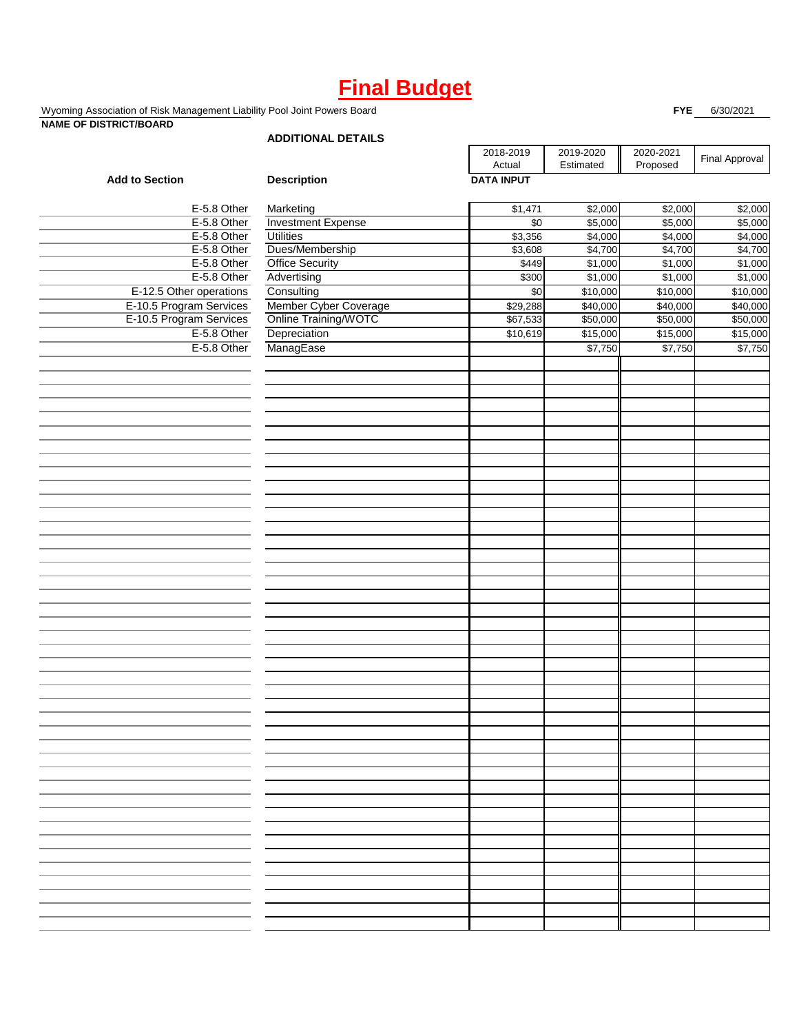# Final Budget

Wyoming Association of Risk Management Liability Pool Joint Powers Board
**NAME OF DISTRICT/BOARD**

**FYE** 6/30/2021

**ADDITIONAL DETAILS**

| Add to Section | Description | 2018-2019 Actual | 2019-2020 Estimated | 2020-2021 Proposed | Final Approval |
|---|---|---|---|---|---|
| | | DATA INPUT | | | |
| E-5.8 Other | Marketing | $1,471 | $2,000 | $2,000 | $2,000 |
| E-5.8 Other | Investment Expense | $0 | $5,000 | $5,000 | $5,000 |
| E-5.8 Other | Utilities | $3,356 | $4,000 | $4,000 | $4,000 |
| E-5.8 Other | Dues/Membership | $3,608 | $4,700 | $4,700 | $4,700 |
| E-5.8 Other | Office Security | $449 | $1,000 | $1,000 | $1,000 |
| E-5.8 Other | Advertising | $300 | $1,000 | $1,000 | $1,000 |
| E-12.5 Other operations | Consulting | $0 | $10,000 | $10,000 | $10,000 |
| E-10.5 Program Services | Member Cyber Coverage | $29,288 | $40,000 | $40,000 | $40,000 |
| E-10.5 Program Services | Online Training/WOTC | $67,533 | $50,000 | $50,000 | $50,000 |
| E-5.8 Other | Depreciation | $10,619 | $15,000 | $15,000 | $15,000 |
| E-5.8 Other | ManagEase | | $7,750 | $7,750 | $7,750 |